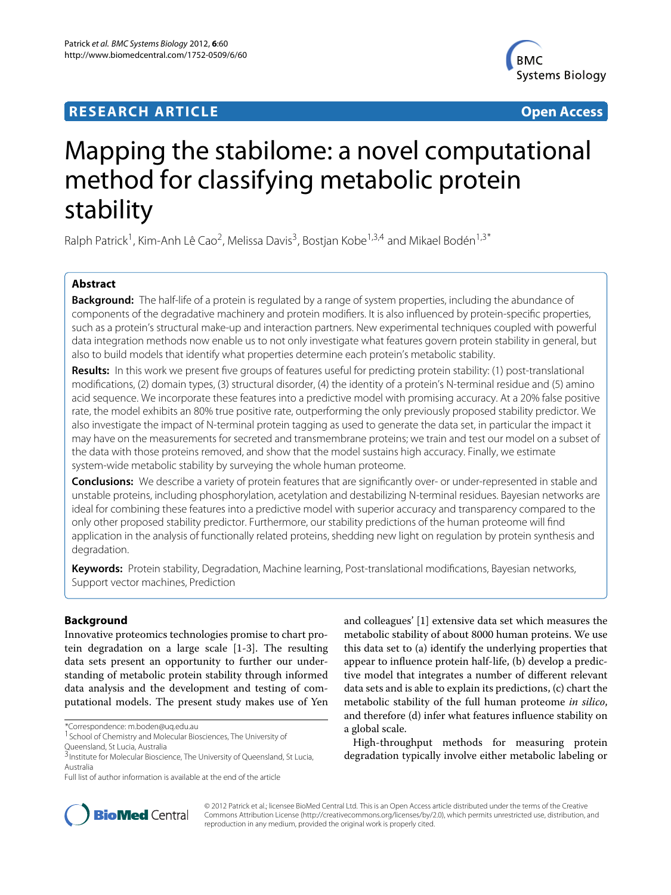**RESEARCH ARTICLE** **Open Access**

# Mapping the stabilome: a novel computational method for classifying metabolic protein stability

Ralph Patrick[1], Kim-Anh Lê Cao[2], Melissa Davis[3], Bostjan Kobe[1,3,4] and Mikael Bodén[1,3*]

## Abstract

**Background:** The half-life of a protein is regulated by a range of system properties, including the abundance of components of the degradative machinery and protein modifiers. It is also influenced by protein-specific properties, such as a protein's structural make-up and interaction partners. New experimental techniques coupled with powerful data integration methods now enable us to not only investigate what features govern protein stability in general, but also to build models that identify what properties determine each protein's metabolic stability.

**Results:** In this work we present five groups of features useful for predicting protein stability: (1) post-translational modifications, (2) domain types, (3) structural disorder, (4) the identity of a protein's N-terminal residue and (5) amino acid sequence. We incorporate these features into a predictive model with promising accuracy. At a 20% false positive rate, the model exhibits an 80% true positive rate, outperforming the only previously proposed stability predictor. We also investigate the impact of N-terminal protein tagging as used to generate the data set, in particular the impact it may have on the measurements for secreted and transmembrane proteins; we train and test our model on a subset of the data with those proteins removed, and show that the model sustains high accuracy. Finally, we estimate system-wide metabolic stability by surveying the whole human proteome.

**Conclusions:** We describe a variety of protein features that are significantly over- or under-represented in stable and unstable proteins, including phosphorylation, acetylation and destabilizing N-terminal residues. Bayesian networks are ideal for combining these features into a predictive model with superior accuracy and transparency compared to the only other proposed stability predictor. Furthermore, our stability predictions of the human proteome will find application in the analysis of functionally related proteins, shedding new light on regulation by protein synthesis and degradation.

**Keywords:** Protein stability, Degradation, Machine learning, Post-translational modifications, Bayesian networks, Support vector machines, Prediction

## Background

Innovative proteomics technologies promise to chart protein degradation on a large scale [1-3]. The resulting data sets present an opportunity to further our understanding of metabolic protein stability through informed data analysis and the development and testing of computational models. The present study makes use of Yen and colleagues' [1] extensive data set which measures the metabolic stability of about 8000 human proteins. We use this data set to (a) identify the underlying properties that appear to influence protein half-life, (b) develop a predictive model that integrates a number of different relevant data sets and is able to explain its predictions, (c) chart the metabolic stability of the full human proteome *in silico*, and therefore (d) infer what features influence stability on a global scale.

High-throughput methods for measuring protein degradation typically involve either metabolic labeling or

*Correspondence: m.boden@uq.edu.au
[1] School of Chemistry and Molecular Biosciences, The University of Queensland, St Lucia, Australia
[3] Institute for Molecular Bioscience, The University of Queensland, St Lucia, Australia
Full list of author information is available at the end of the article

© 2012 Patrick et al.; licensee BioMed Central Ltd. This is an Open Access article distributed under the terms of the Creative Commons Attribution License (http://creativecommons.org/licenses/by/2.0), which permits unrestricted use, distribution, and reproduction in any medium, provided the original work is properly cited.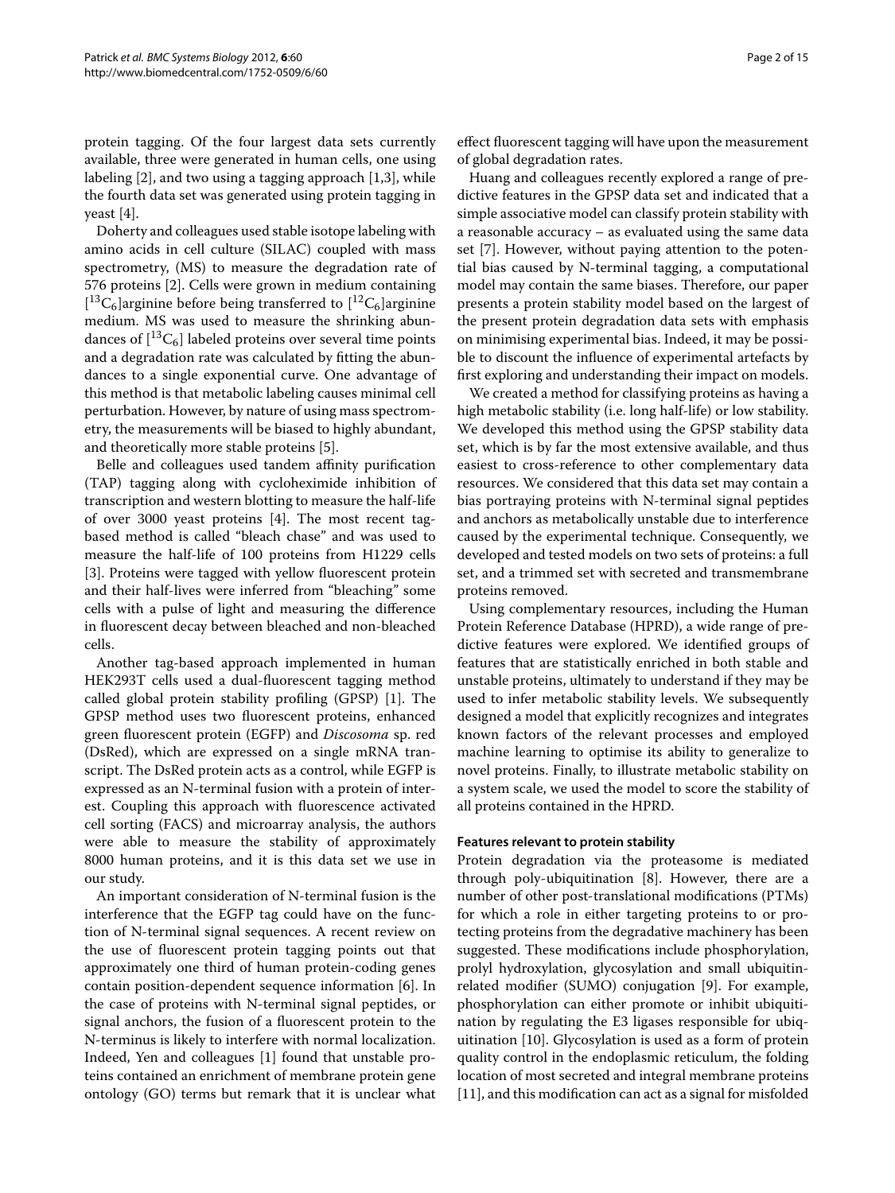protein tagging. Of the four largest data sets currently available, three were generated in human cells, one using labeling [2], and two using a tagging approach [1,3], while the fourth data set was generated using protein tagging in yeast [4].

Doherty and colleagues used stable isotope labeling with amino acids in cell culture (SILAC) coupled with mass spectrometry, (MS) to measure the degradation rate of 576 proteins [2]. Cells were grown in medium containing [$^{13}C_6$]arginine before being transferred to [$^{12}C_6$]arginine medium. MS was used to measure the shrinking abundances of [$^{13}C_6$] labeled proteins over several time points and a degradation rate was calculated by fitting the abundances to a single exponential curve. One advantage of this method is that metabolic labeling causes minimal cell perturbation. However, by nature of using mass spectrometry, the measurements will be biased to highly abundant, and theoretically more stable proteins [5].

Belle and colleagues used tandem affinity purification (TAP) tagging along with cycloheximide inhibition of transcription and western blotting to measure the half-life of over 3000 yeast proteins [4]. The most recent tag-based method is called "bleach chase" and was used to measure the half-life of 100 proteins from H1229 cells [3]. Proteins were tagged with yellow fluorescent protein and their half-lives were inferred from "bleaching" some cells with a pulse of light and measuring the difference in fluorescent decay between bleached and non-bleached cells.

Another tag-based approach implemented in human HEK293T cells used a dual-fluorescent tagging method called global protein stability profiling (GPSP) [1]. The GPSP method uses two fluorescent proteins, enhanced green fluorescent protein (EGFP) and *Discosoma* sp. red (DsRed), which are expressed on a single mRNA transcript. The DsRed protein acts as a control, while EGFP is expressed as an N-terminal fusion with a protein of interest. Coupling this approach with fluorescence activated cell sorting (FACS) and microarray analysis, the authors were able to measure the stability of approximately 8000 human proteins, and it is this data set we use in our study.

An important consideration of N-terminal fusion is the interference that the EGFP tag could have on the function of N-terminal signal sequences. A recent review on the use of fluorescent protein tagging points out that approximately one third of human protein-coding genes contain position-dependent sequence information [6]. In the case of proteins with N-terminal signal peptides, or signal anchors, the fusion of a fluorescent protein to the N-terminus is likely to interfere with normal localization. Indeed, Yen and colleagues [1] found that unstable proteins contained an enrichment of membrane protein gene ontology (GO) terms but remark that it is unclear what effect fluorescent tagging will have upon the measurement of global degradation rates.

Huang and colleagues recently explored a range of predictive features in the GPSP data set and indicated that a simple associative model can classify protein stability with a reasonable accuracy – as evaluated using the same data set [7]. However, without paying attention to the potential bias caused by N-terminal tagging, a computational model may contain the same biases. Therefore, our paper presents a protein stability model based on the largest of the present protein degradation data sets with emphasis on minimising experimental bias. Indeed, it may be possible to discount the influence of experimental artefacts by first exploring and understanding their impact on models.

We created a method for classifying proteins as having a high metabolic stability (i.e. long half-life) or low stability. We developed this method using the GPSP stability data set, which is by far the most extensive available, and thus easiest to cross-reference to other complementary data resources. We considered that this data set may contain a bias portraying proteins with N-terminal signal peptides and anchors as metabolically unstable due to interference caused by the experimental technique. Consequently, we developed and tested models on two sets of proteins: a full set, and a trimmed set with secreted and transmembrane proteins removed.

Using complementary resources, including the Human Protein Reference Database (HPRD), a wide range of predictive features were explored. We identified groups of features that are statistically enriched in both stable and unstable proteins, ultimately to understand if they may be used to infer metabolic stability levels. We subsequently designed a model that explicitly recognizes and integrates known factors of the relevant processes and employed machine learning to optimise its ability to generalize to novel proteins. Finally, to illustrate metabolic stability on a system scale, we used the model to score the stability of all proteins contained in the HPRD.

### Features relevant to protein stability

Protein degradation via the proteasome is mediated through poly-ubiquitination [8]. However, there are a number of other post-translational modifications (PTMs) for which a role in either targeting proteins to or protecting proteins from the degradative machinery has been suggested. These modifications include phosphorylation, prolyl hydroxylation, glycosylation and small ubiquitin-related modifier (SUMO) conjugation [9]. For example, phosphorylation can either promote or inhibit ubiquitination by regulating the E3 ligases responsible for ubiquitination [10]. Glycosylation is used as a form of protein quality control in the endoplasmic reticulum, the folding location of most secreted and integral membrane proteins [11], and this modification can act as a signal for misfolded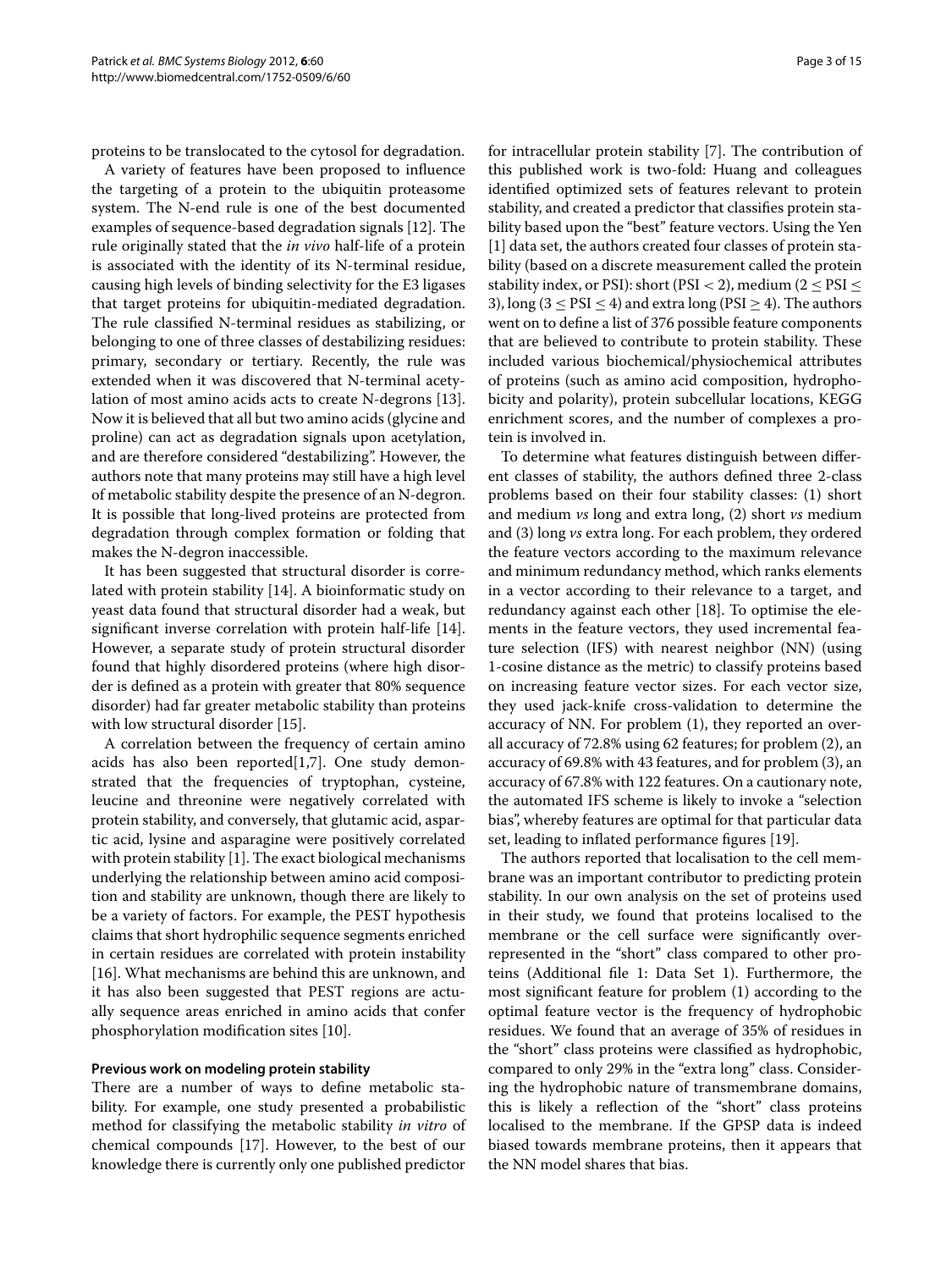proteins to be translocated to the cytosol for degradation.

A variety of features have been proposed to influence the targeting of a protein to the ubiquitin proteasome system. The N-end rule is one of the best documented examples of sequence-based degradation signals [12]. The rule originally stated that the *in vivo* half-life of a protein is associated with the identity of its N-terminal residue, causing high levels of binding selectivity for the E3 ligases that target proteins for ubiquitin-mediated degradation. The rule classified N-terminal residues as stabilizing, or belonging to one of three classes of destabilizing residues: primary, secondary or tertiary. Recently, the rule was extended when it was discovered that N-terminal acetylation of most amino acids acts to create N-degrons [13]. Now it is believed that all but two amino acids (glycine and proline) can act as degradation signals upon acetylation, and are therefore considered "destabilizing". However, the authors note that many proteins may still have a high level of metabolic stability despite the presence of an N-degron. It is possible that long-lived proteins are protected from degradation through complex formation or folding that makes the N-degron inaccessible.

It has been suggested that structural disorder is correlated with protein stability [14]. A bioinformatic study on yeast data found that structural disorder had a weak, but significant inverse correlation with protein half-life [14]. However, a separate study of protein structural disorder found that highly disordered proteins (where high disorder is defined as a protein with greater that 80% sequence disorder) had far greater metabolic stability than proteins with low structural disorder [15].

A correlation between the frequency of certain amino acids has also been reported[1,7]. One study demonstrated that the frequencies of tryptophan, cysteine, leucine and threonine were negatively correlated with protein stability, and conversely, that glutamic acid, aspartic acid, lysine and asparagine were positively correlated with protein stability [1]. The exact biological mechanisms underlying the relationship between amino acid composition and stability are unknown, though there are likely to be a variety of factors. For example, the PEST hypothesis claims that short hydrophilic sequence segments enriched in certain residues are correlated with protein instability [16]. What mechanisms are behind this are unknown, and it has also been suggested that PEST regions are actually sequence areas enriched in amino acids that confer phosphorylation modification sites [10].

### Previous work on modeling protein stability

There are a number of ways to define metabolic stability. For example, one study presented a probabilistic method for classifying the metabolic stability *in vitro* of chemical compounds [17]. However, to the best of our knowledge there is currently only one published predictor for intracellular protein stability [7]. The contribution of this published work is two-fold: Huang and colleagues identified optimized sets of features relevant to protein stability, and created a predictor that classifies protein stability based upon the "best" feature vectors. Using the Yen [1] data set, the authors created four classes of protein stability (based on a discrete measurement called the protein stability index, or PSI): short (PSI $< 2$), medium ($2 \leq$ PSI $\leq 3$), long ($3 \leq$ PSI $\leq 4$) and extra long (PSI $\geq 4$). The authors went on to define a list of 376 possible feature components that are believed to contribute to protein stability. These included various biochemical/physiochemical attributes of proteins (such as amino acid composition, hydrophobicity and polarity), protein subcellular locations, KEGG enrichment scores, and the number of complexes a protein is involved in.

To determine what features distinguish between different classes of stability, the authors defined three 2-class problems based on their four stability classes: (1) short and medium *vs* long and extra long, (2) short *vs* medium and (3) long *vs* extra long. For each problem, they ordered the feature vectors according to the maximum relevance and minimum redundancy method, which ranks elements in a vector according to their relevance to a target, and redundancy against each other [18]. To optimise the elements in the feature vectors, they used incremental feature selection (IFS) with nearest neighbor (NN) (using 1-cosine distance as the metric) to classify proteins based on increasing feature vector sizes. For each vector size, they used jack-knife cross-validation to determine the accuracy of NN. For problem (1), they reported an overall accuracy of 72.8% using 62 features; for problem (2), an accuracy of 69.8% with 43 features, and for problem (3), an accuracy of 67.8% with 122 features. On a cautionary note, the automated IFS scheme is likely to invoke a "selection bias", whereby features are optimal for that particular data set, leading to inflated performance figures [19].

The authors reported that localisation to the cell membrane was an important contributor to predicting protein stability. In our own analysis on the set of proteins used in their study, we found that proteins localised to the membrane or the cell surface were significantly overrepresented in the "short" class compared to other proteins (Additional file 1: Data Set 1). Furthermore, the most significant feature for problem (1) according to the optimal feature vector is the frequency of hydrophobic residues. We found that an average of 35% of residues in the "short" class proteins were classified as hydrophobic, compared to only 29% in the "extra long" class. Considering the hydrophobic nature of transmembrane domains, this is likely a reflection of the "short" class proteins localised to the membrane. If the GPSP data is indeed biased towards membrane proteins, then it appears that the NN model shares that bias.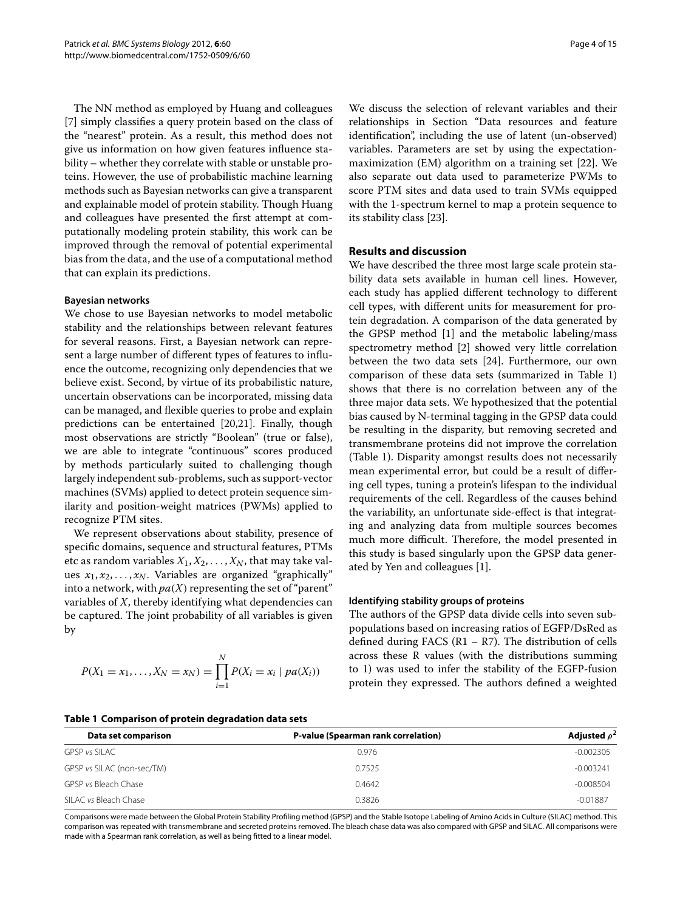The NN method as employed by Huang and colleagues [7] simply classifies a query protein based on the class of the "nearest" protein. As a result, this method does not give us information on how given features influence stability – whether they correlate with stable or unstable proteins. However, the use of probabilistic machine learning methods such as Bayesian networks can give a transparent and explainable model of protein stability. Though Huang and colleagues have presented the first attempt at computationally modeling protein stability, this work can be improved through the removal of potential experimental bias from the data, and the use of a computational method that can explain its predictions.

### Bayesian networks

We chose to use Bayesian networks to model metabolic stability and the relationships between relevant features for several reasons. First, a Bayesian network can represent a large number of different types of features to influence the outcome, recognizing only dependencies that we believe exist. Second, by virtue of its probabilistic nature, uncertain observations can be incorporated, missing data can be managed, and flexible queries to probe and explain predictions can be entertained [20,21]. Finally, though most observations are strictly "Boolean" (true or false), we are able to integrate "continuous" scores produced by methods particularly suited to challenging though largely independent sub-problems, such as support-vector machines (SVMs) applied to detect protein sequence similarity and position-weight matrices (PWMs) applied to recognize PTM sites.

We represent observations about stability, presence of specific domains, sequence and structural features, PTMs etc as random variables $X_1, X_2, \ldots, X_N$, that may take values $x_1, x_2, \ldots, x_N$. Variables are organized "graphically" into a network, with $pa(X)$ representing the set of "parent" variables of $X$, thereby identifying what dependencies can be captured. The joint probability of all variables is given by

$$P(X_1 = x_1, \ldots, X_N = x_N) = \prod_{i=1}^{N} P(X_i = x_i \mid pa(X_i))$$

We discuss the selection of relevant variables and their relationships in Section "Data resources and feature identification", including the use of latent (un-observed) variables. Parameters are set by using the expectation-maximization (EM) algorithm on a training set [22]. We also separate out data used to parameterize PWMs to score PTM sites and data used to train SVMs equipped with the 1-spectrum kernel to map a protein sequence to its stability class [23].

## Results and discussion

We have described the three most large scale protein stability data sets available in human cell lines. However, each study has applied different technology to different cell types, with different units for measurement for protein degradation. A comparison of the data generated by the GPSP method [1] and the metabolic labeling/mass spectrometry method [2] showed very little correlation between the two data sets [24]. Furthermore, our own comparison of these data sets (summarized in Table 1) shows that there is no correlation between any of the three major data sets. We hypothesized that the potential bias caused by N-terminal tagging in the GPSP data could be resulting in the disparity, but removing secreted and transmembrane proteins did not improve the correlation (Table 1). Disparity amongst results does not necessarily mean experimental error, but could be a result of differing cell types, tuning a protein's lifespan to the individual requirements of the cell. Regardless of the causes behind the variability, an unfortunate side-effect is that integrating and analyzing data from multiple sources becomes much more difficult. Therefore, the model presented in this study is based singularly upon the GPSP data generated by Yen and colleagues [1].

### Identifying stability groups of proteins

The authors of the GPSP data divide cells into seven subpopulations based on increasing ratios of EGFP/DsRed as defined during FACS (R1 – R7). The distribution of cells across these R values (with the distributions summing to 1) was used to infer the stability of the EGFP-fusion protein they expressed. The authors defined a weighted

**Table 1 Comparison of protein degradation data sets**

| Data set comparison | P-value (Spearman rank correlation) | Adjusted $\rho^2$ |
|---|---|---|
| GPSP *vs* SILAC | 0.976 | -0.002305 |
| GPSP *vs* SILAC (non-sec/TM) | 0.7525 | -0.003241 |
| GPSP *vs* Bleach Chase | 0.4642 | -0.008504 |
| SILAC *vs* Bleach Chase | 0.3826 | -0.01887 |

Comparisons were made between the Global Protein Stability Profiling method (GPSP) and the Stable Isotope Labeling of Amino Acids in Culture (SILAC) method. This comparison was repeated with transmembrane and secreted proteins removed. The bleach chase data was also compared with GPSP and SILAC. All comparisons were made with a Spearman rank correlation, as well as being fitted to a linear model.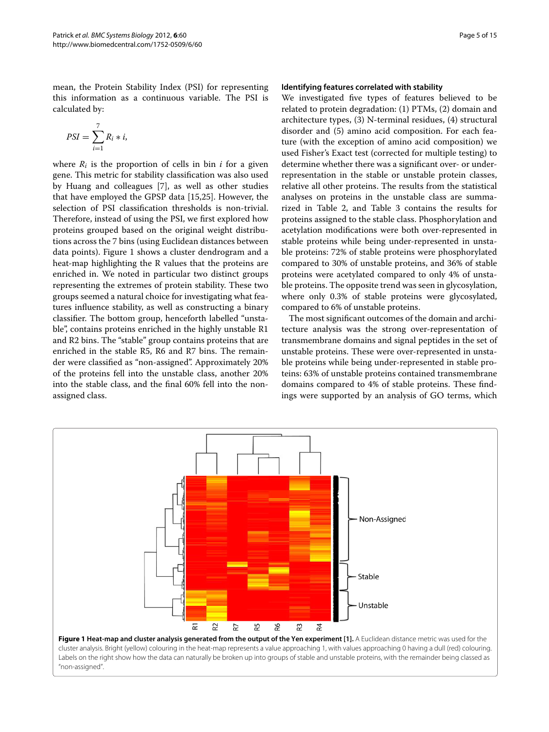mean, the Protein Stability Index (PSI) for representing this information as a continuous variable. The PSI is calculated by:

$$PSI = \sum_{i=1}^{7} R_i * i,$$

where $R_i$ is the proportion of cells in bin $i$ for a given gene. This metric for stability classification was also used by Huang and colleagues [7], as well as other studies that have employed the GPSP data [15,25]. However, the selection of PSI classification thresholds is non-trivial. Therefore, instead of using the PSI, we first explored how proteins grouped based on the original weight distributions across the 7 bins (using Euclidean distances between data points). Figure 1 shows a cluster dendrogram and a heat-map highlighting the R values that the proteins are enriched in. We noted in particular two distinct groups representing the extremes of protein stability. These two groups seemed a natural choice for investigating what features influence stability, as well as constructing a binary classifier. The bottom group, henceforth labelled "unstable", contains proteins enriched in the highly unstable R1 and R2 bins. The "stable" group contains proteins that are enriched in the stable R5, R6 and R7 bins. The remainder were classified as "non-assigned". Approximately 20% of the proteins fell into the unstable class, another 20% into the stable class, and the final 60% fell into the non-assigned class.

### Identifying features correlated with stability

We investigated five types of features believed to be related to protein degradation: (1) PTMs, (2) domain and architecture types, (3) N-terminal residues, (4) structural disorder and (5) amino acid composition. For each feature (with the exception of amino acid composition) we used Fisher's Exact test (corrected for multiple testing) to determine whether there was a significant over- or under-representation in the stable or unstable protein classes, relative all other proteins. The results from the statistical analyses on proteins in the unstable class are summarized in Table 2, and Table 3 contains the results for proteins assigned to the stable class. Phosphorylation and acetylation modifications were both over-represented in stable proteins while being under-represented in unstable proteins: 72% of stable proteins were phosphorylated compared to 30% of unstable proteins, and 36% of stable proteins were acetylated compared to only 4% of unstable proteins. The opposite trend was seen in glycosylation, where only 0.3% of stable proteins were glycosylated, compared to 6% of unstable proteins.

The most significant outcomes of the domain and architecture analysis was the strong over-representation of transmembrane domains and signal peptides in the set of unstable proteins. These were over-represented in unstable proteins while being under-represented in stable proteins: 63% of unstable proteins contained transmembrane domains compared to 4% of stable proteins. These findings were supported by an analysis of GO terms, which

**Figure 1 Heat-map and cluster analysis generated from the output of the Yen experiment [1].** A Euclidean distance metric was used for the cluster analysis. Bright (yellow) colouring in the heat-map represents a value approaching 1, with values approaching 0 having a dull (red) colouring. Labels on the right show how the data can naturally be broken up into groups of stable and unstable proteins, with the remainder being classed as "non-assigned".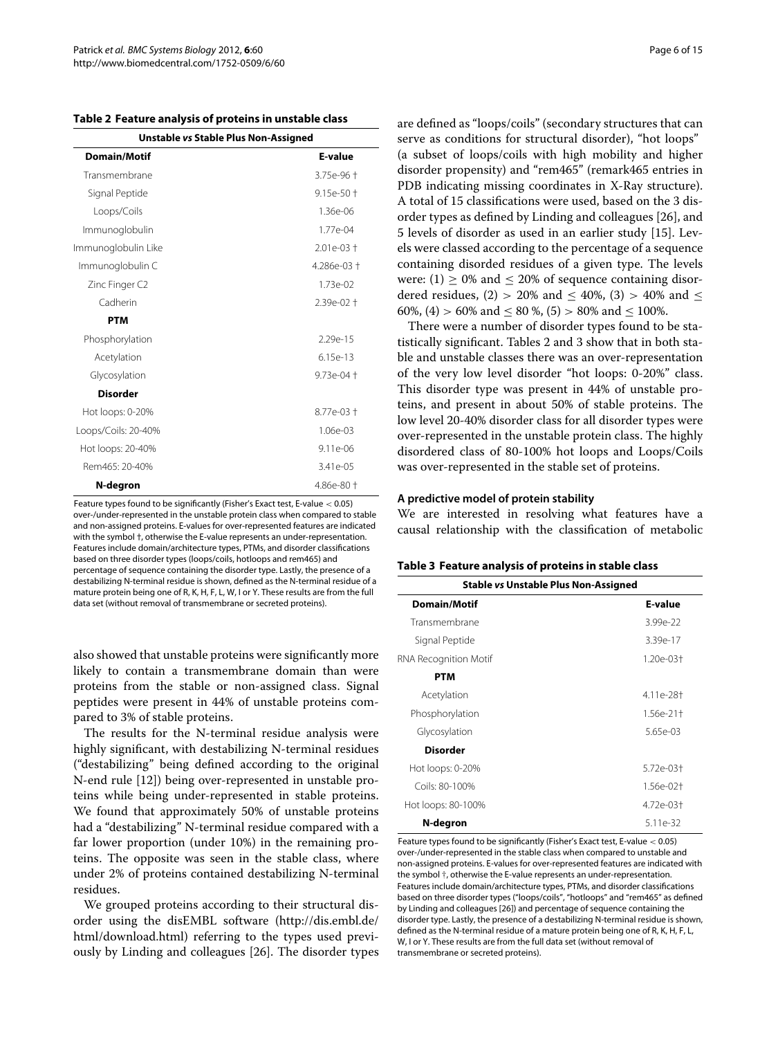**Table 2 Feature analysis of proteins in unstable class**

| Unstable *vs* Stable Plus Non-Assigned | |
|---|---|
| **Domain/Motif** | **E-value** |
| Transmembrane | 3.75e-96 † |
| Signal Peptide | 9.15e-50 † |
| Loops/Coils | 1.36e-06 |
| Immunoglobulin | 1.77e-04 |
| Immunoglobulin Like | 2.01e-03 † |
| Immunoglobulin C | 4.286e-03 † |
| Zinc Finger C2 | 1.73e-02 |
| Cadherin | 2.39e-02 † |
| **PTM** | |
| Phosphorylation | 2.29e-15 |
| Acetylation | 6.15e-13 |
| Glycosylation | 9.73e-04 † |
| **Disorder** | |
| Hot loops: 0-20% | 8.77e-03 † |
| Loops/Coils: 20-40% | 1.06e-03 |
| Hot loops: 20-40% | 9.11e-06 |
| Rem465: 20-40% | 3.41e-05 |
| **N-degron** | 4.86e-80 † |

Feature types found to be significantly (Fisher's Exact test, E-value < 0.05) over-/under-represented in the unstable protein class when compared to stable and non-assigned proteins. E-values for over-represented features are indicated with the symbol †, otherwise the E-value represents an under-representation. Features include domain/architecture types, PTMs, and disorder classifications based on three disorder types (loops/coils, hotloops and rem465) and percentage of sequence containing the disorder type. Lastly, the presence of a destabilizing N-terminal residue is shown, defined as the N-terminal residue of a mature protein being one of R, K, H, F, L, W, I or Y. These results are from the full data set (without removal of transmembrane or secreted proteins).

also showed that unstable proteins were significantly more likely to contain a transmembrane domain than were proteins from the stable or non-assigned class. Signal peptides were present in 44% of unstable proteins compared to 3% of stable proteins.

The results for the N-terminal residue analysis were highly significant, with destabilizing N-terminal residues ("destabilizing" being defined according to the original N-end rule [12]) being over-represented in unstable proteins while being under-represented in stable proteins. We found that approximately 50% of unstable proteins had a "destabilizing" N-terminal residue compared with a far lower proportion (under 10%) in the remaining proteins. The opposite was seen in the stable class, where under 2% of proteins contained destabilizing N-terminal residues.

We grouped proteins according to their structural disorder using the disEMBL software (http://dis.embl.de/html/download.html) referring to the types used previously by Linding and colleagues [26]. The disorder types are defined as "loops/coils" (secondary structures that can serve as conditions for structural disorder), "hot loops" (a subset of loops/coils with high mobility and higher disorder propensity) and "rem465" (remark465 entries in PDB indicating missing coordinates in X-Ray structure). A total of 15 classifications were used, based on the 3 disorder types as defined by Linding and colleagues [26], and 5 levels of disorder as used in an earlier study [15]. Levels were classed according to the percentage of a sequence containing disorded residues of a given type. The levels were: (1) $\geq$ 0% and $\leq$ 20% of sequence containing disordered residues, (2) $>$ 20% and $\leq$ 40%, (3) $>$ 40% and $\leq$ 60%, (4) $>$ 60% and $\leq$ 80 %, (5) $>$ 80% and $\leq$ 100%.

There were a number of disorder types found to be statistically significant. Tables 2 and 3 show that in both stable and unstable classes there was an over-representation of the very low level disorder "hot loops: 0-20%" class. This disorder type was present in 44% of unstable proteins, and present in about 50% of stable proteins. The low level 20-40% disorder class for all disorder types were over-represented in the unstable protein class. The highly disordered class of 80-100% hot loops and Loops/Coils was over-represented in the stable set of proteins.

#### A predictive model of protein stability

We are interested in resolving what features have a causal relationship with the classification of metabolic

**Table 3 Feature analysis of proteins in stable class**

| Stable *vs* Unstable Plus Non-Assigned | |
|---|---|
| **Domain/Motif** | **E-value** |
| Transmembrane | 3.99e-22 |
| Signal Peptide | 3.39e-17 |
| RNA Recognition Motif | 1.20e-03† |
| **PTM** | |
| Acetylation | 4.11e-28† |
| Phosphorylation | 1.56e-21† |
| Glycosylation | 5.65e-03 |
| **Disorder** | |
| Hot loops: 0-20% | 5.72e-03† |
| Coils: 80-100% | 1.56e-02† |
| Hot loops: 80-100% | 4.72e-03† |
| **N-degron** | 5.11e-32 |

Feature types found to be significantly (Fisher's Exact test, E-value < 0.05) over-/under-represented in the stable class when compared to unstable and non-assigned proteins. E-values for over-represented features are indicated with the symbol †, otherwise the E-value represents an under-representation. Features include domain/architecture types, PTMs, and disorder classifications based on three disorder types ("loops/coils", "hotloops" and "rem465" as defined by Linding and colleagues [26]) and percentage of sequence containing the disorder type. Lastly, the presence of a destabilizing N-terminal residue is shown, defined as the N-terminal residue of a mature protein being one of R, K, H, F, L, W, I or Y. These results are from the full data set (without removal of transmembrane or secreted proteins).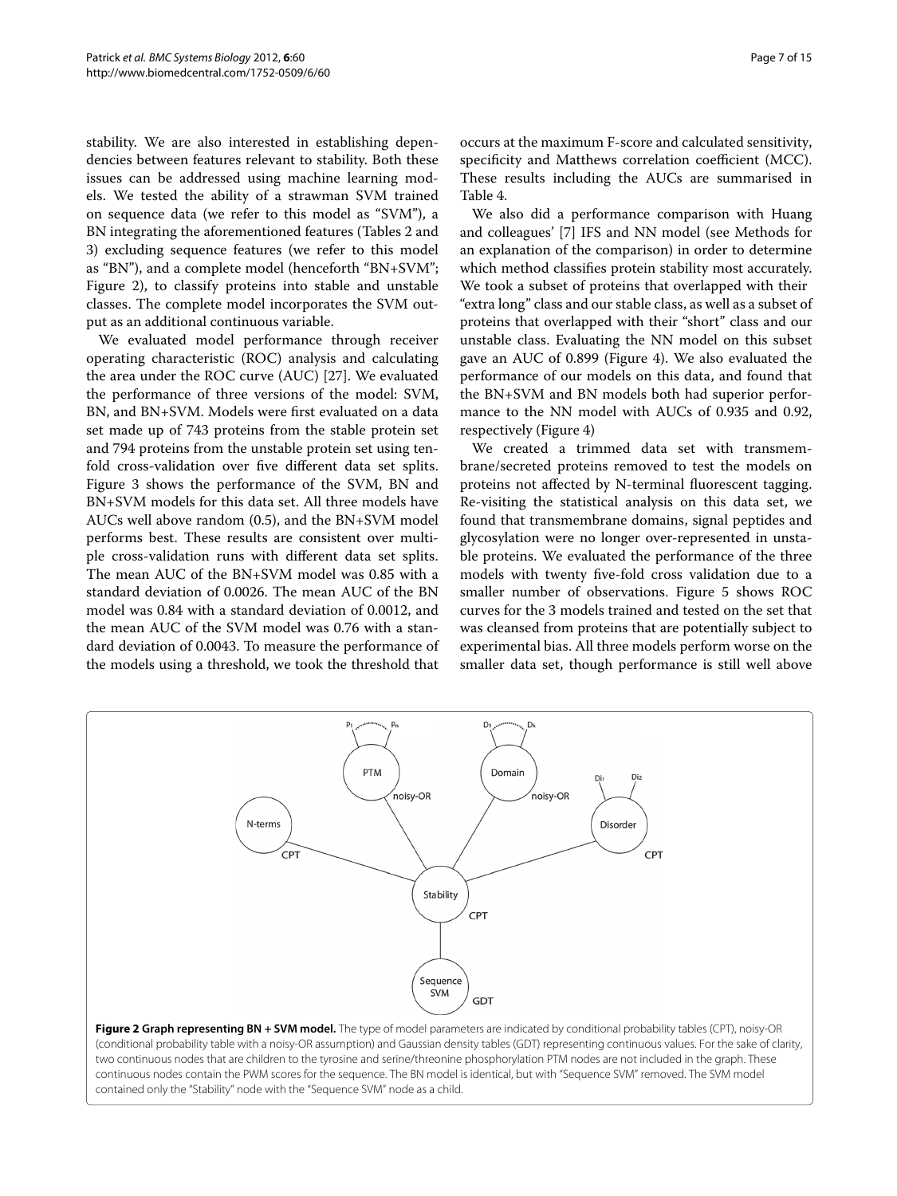stability. We are also interested in establishing dependencies between features relevant to stability. Both these issues can be addressed using machine learning models. We tested the ability of a strawman SVM trained on sequence data (we refer to this model as "SVM"), a BN integrating the aforementioned features (Tables 2 and 3) excluding sequence features (we refer to this model as "BN"), and a complete model (henceforth "BN+SVM"; Figure 2), to classify proteins into stable and unstable classes. The complete model incorporates the SVM output as an additional continuous variable.

We evaluated model performance through receiver operating characteristic (ROC) analysis and calculating the area under the ROC curve (AUC) [27]. We evaluated the performance of three versions of the model: SVM, BN, and BN+SVM. Models were first evaluated on a data set made up of 743 proteins from the stable protein set and 794 proteins from the unstable protein set using ten-fold cross-validation over five different data set splits. Figure 3 shows the performance of the SVM, BN and BN+SVM models for this data set. All three models have AUCs well above random (0.5), and the BN+SVM model performs best. These results are consistent over multiple cross-validation runs with different data set splits. The mean AUC of the BN+SVM model was 0.85 with a standard deviation of 0.0026. The mean AUC of the BN model was 0.84 with a standard deviation of 0.0012, and the mean AUC of the SVM model was 0.76 with a standard deviation of 0.0043. To measure the performance of the models using a threshold, we took the threshold that occurs at the maximum F-score and calculated sensitivity, specificity and Matthews correlation coefficient (MCC). These results including the AUCs are summarised in Table 4.

We also did a performance comparison with Huang and colleagues' [7] IFS and NN model (see Methods for an explanation of the comparison) in order to determine which method classifies protein stability most accurately. We took a subset of proteins that overlapped with their "extra long" class and our stable class, as well as a subset of proteins that overlapped with their "short" class and our unstable class. Evaluating the NN model on this subset gave an AUC of 0.899 (Figure 4). We also evaluated the performance of our models on this data, and found that the BN+SVM and BN models both had superior performance to the NN model with AUCs of 0.935 and 0.92, respectively (Figure 4)

We created a trimmed data set with transmembrane/secreted proteins removed to test the models on proteins not affected by N-terminal fluorescent tagging. Re-visiting the statistical analysis on this data set, we found that transmembrane domains, signal peptides and glycosylation were no longer over-represented in unstable proteins. We evaluated the performance of the three models with twenty five-fold cross validation due to a smaller number of observations. Figure 5 shows ROC curves for the 3 models trained and tested on the set that was cleansed from proteins that are potentially subject to experimental bias. All three models perform worse on the smaller data set, though performance is still well above

**Figure 2 Graph representing BN + SVM model.** The type of model parameters are indicated by conditional probability tables (CPT), noisy-OR (conditional probability table with a noisy-OR assumption) and Gaussian density tables (GDT) representing continuous values. For the sake of clarity, two continuous nodes that are children to the tyrosine and serine/threonine phosphorylation PTM nodes are not included in the graph. These continuous nodes contain the PWM scores for the sequence. The BN model is identical, but with "Sequence SVM" removed. The SVM model contained only the "Stability" node with the "Sequence SVM" node as a child.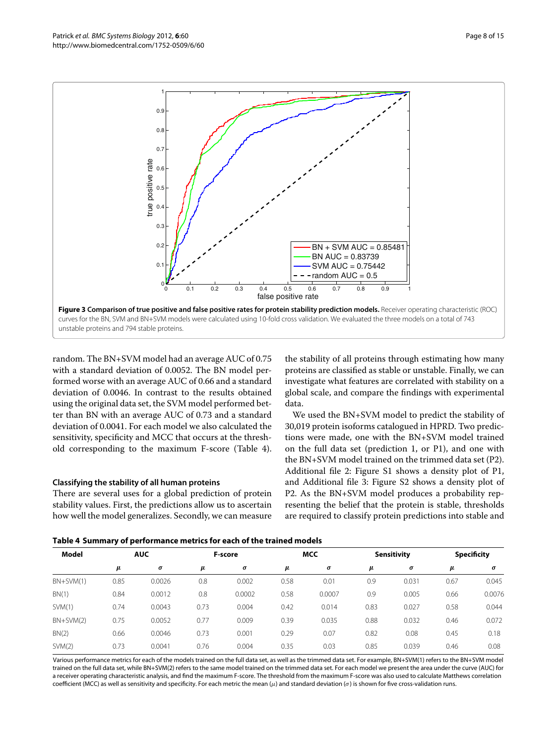**Figure 3 Comparison of true positive and false positive rates for protein stability prediction models.** Receiver operating characteristic (ROC) curves for the BN, SVM and BN+SVM models were calculated using 10-fold cross validation. We evaluated the three models on a total of 743 unstable proteins and 794 stable proteins.

random. The BN+SVM model had an average AUC of 0.75 with a standard deviation of 0.0052. The BN model performed worse with an average AUC of 0.66 and a standard deviation of 0.0046. In contrast to the results obtained using the original data set, the SVM model performed better than BN with an average AUC of 0.73 and a standard deviation of 0.0041. For each model we also calculated the sensitivity, specificity and MCC that occurs at the threshold corresponding to the maximum F-score (Table 4).

### Classifying the stability of all human proteins

There are several uses for a global prediction of protein stability values. First, the predictions allow us to ascertain how well the model generalizes. Secondly, we can measure the stability of all proteins through estimating how many proteins are classified as stable or unstable. Finally, we can investigate what features are correlated with stability on a global scale, and compare the findings with experimental data.

We used the BN+SVM model to predict the stability of 30,019 protein isoforms catalogued in HPRD. Two predictions were made, one with the BN+SVM model trained on the full data set (prediction 1, or P1), and one with the BN+SVM model trained on the trimmed data set (P2). Additional file 2: Figure S1 shows a density plot of P1, and Additional file 3: Figure S2 shows a density plot of P2. As the BN+SVM model produces a probability representing the belief that the protein is stable, thresholds are required to classify protein predictions into stable and

**Table 4 Summary of performance metrics for each of the trained models**

| Model | AUC | | F-score | | MCC | | Sensitivity | | Specificity | |
|---|---|---|---|---|---|---|---|---|---|---|
| | $\mu$ | $\sigma$ | $\mu$ | $\sigma$ | $\mu$ | $\sigma$ | $\mu$ | $\sigma$ | $\mu$ | $\sigma$ |
| BN+SVM(1) | 0.85 | 0.0026 | 0.8 | 0.002 | 0.58 | 0.01 | 0.9 | 0.031 | 0.67 | 0.045 |
| BN(1) | 0.84 | 0.0012 | 0.8 | 0.0002 | 0.58 | 0.0007 | 0.9 | 0.005 | 0.66 | 0.0076 |
| SVM(1) | 0.74 | 0.0043 | 0.73 | 0.004 | 0.42 | 0.014 | 0.83 | 0.027 | 0.58 | 0.044 |
| BN+SVM(2) | 0.75 | 0.0052 | 0.77 | 0.009 | 0.39 | 0.035 | 0.88 | 0.032 | 0.46 | 0.072 |
| BN(2) | 0.66 | 0.0046 | 0.73 | 0.001 | 0.29 | 0.07 | 0.82 | 0.08 | 0.45 | 0.18 |
| SVM(2) | 0.73 | 0.0041 | 0.76 | 0.004 | 0.35 | 0.03 | 0.85 | 0.039 | 0.46 | 0.08 |

Various performance metrics for each of the models trained on the full data set, as well as the trimmed data set. For example, BN+SVM(1) refers to the BN+SVM model trained on the full data set, while BN+SVM(2) refers to the same model trained on the trimmed data set. For each model we present the area under the curve (AUC) for a receiver operating characteristic analysis, and find the maximum F-score. The threshold from the maximum F-score was also used to calculate Matthews correlation coefficient (MCC) as well as sensitivity and specificity. For each metric the mean ($\mu$) and standard deviation ($\sigma$) is shown for five cross-validation runs.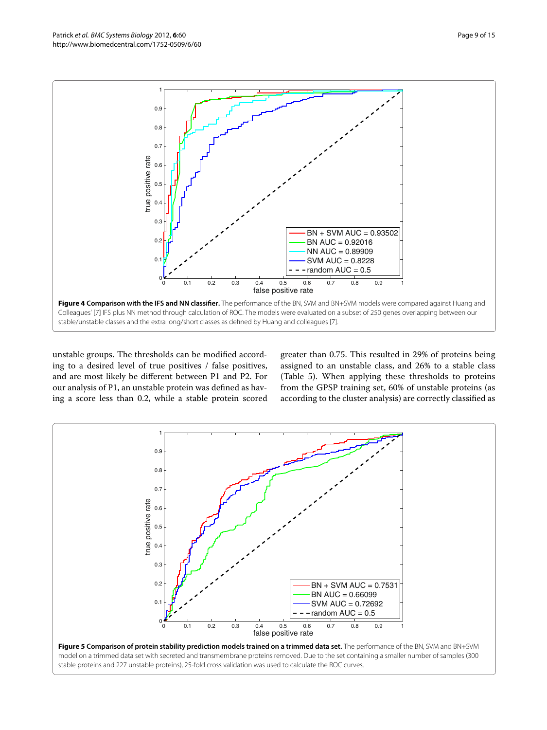**Figure 4 Comparison with the IFS and NN classifier.** The performance of the BN, SVM and BN+SVM models were compared against Huang and Colleagues' [7] IFS plus NN method through calculation of ROC. The models were evaluated on a subset of 250 genes overlapping between our stable/unstable classes and the extra long/short classes as defined by Huang and colleagues [7].

unstable groups. The thresholds can be modified according to a desired level of true positives / false positives, and are most likely be different between P1 and P2. For our analysis of P1, an unstable protein was defined as having a score less than 0.2, while a stable protein scored greater than 0.75. This resulted in 29% of proteins being assigned to an unstable class, and 26% to a stable class (Table 5). When applying these thresholds to proteins from the GPSP training set, 60% of unstable proteins (as according to the cluster analysis) are correctly classified as

**Figure 5 Comparison of protein stability prediction models trained on a trimmed data set.** The performance of the BN, SVM and BN+SVM model on a trimmed data set with secreted and transmembrane proteins removed. Due to the set containing a smaller number of samples (300 stable proteins and 227 unstable proteins), 25-fold cross validation was used to calculate the ROC curves.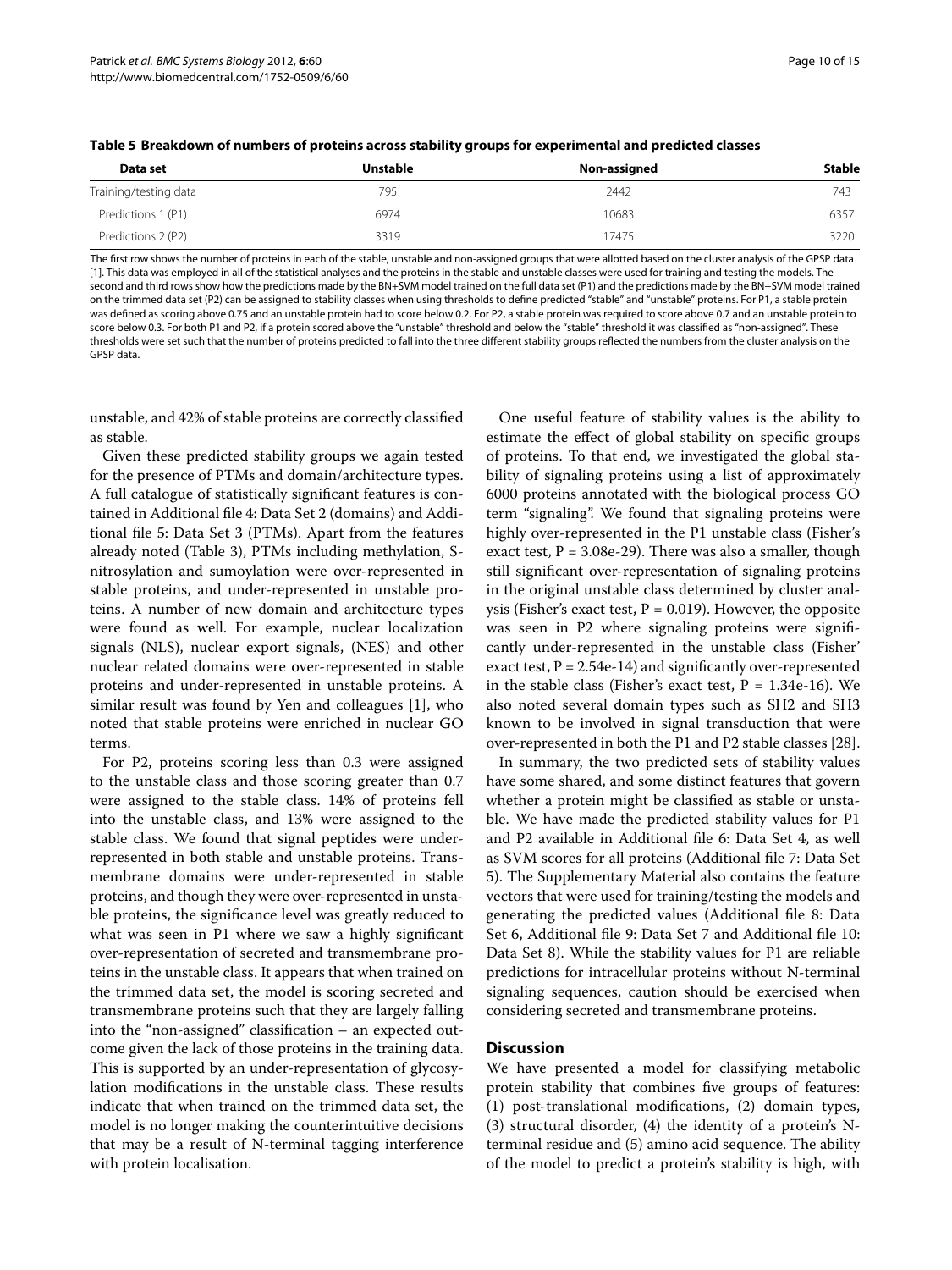**Table 5 Breakdown of numbers of proteins across stability groups for experimental and predicted classes**

| Data set | Unstable | Non-assigned | Stable |
|---|---|---|---|
| Training/testing data | 795 | 2442 | 743 |
| Predictions 1 (P1) | 6974 | 10683 | 6357 |
| Predictions 2 (P2) | 3319 | 17475 | 3220 |

The first row shows the number of proteins in each of the stable, unstable and non-assigned groups that were allotted based on the cluster analysis of the GPSP data [1]. This data was employed in all of the statistical analyses and the proteins in the stable and unstable classes were used for training and testing the models. The second and third rows show how the predictions made by the BN+SVM model trained on the full data set (P1) and the predictions made by the BN+SVM model trained on the trimmed data set (P2) can be assigned to stability classes when using thresholds to define predicted "stable" and "unstable" proteins. For P1, a stable protein was defined as scoring above 0.75 and an unstable protein had to score below 0.2. For P2, a stable protein was required to score above 0.7 and an unstable protein to score below 0.3. For both P1 and P2, if a protein scored above the "unstable" threshold and below the "stable" threshold it was classified as "non-assigned". These thresholds were set such that the number of proteins predicted to fall into the three different stability groups reflected the numbers from the cluster analysis on the GPSP data.

unstable, and 42% of stable proteins are correctly classified as stable.

Given these predicted stability groups we again tested for the presence of PTMs and domain/architecture types. A full catalogue of statistically significant features is contained in Additional file 4: Data Set 2 (domains) and Additional file 5: Data Set 3 (PTMs). Apart from the features already noted (Table 3), PTMs including methylation, S-nitrosylation and sumoylation were over-represented in stable proteins, and under-represented in unstable proteins. A number of new domain and architecture types were found as well. For example, nuclear localization signals (NLS), nuclear export signals, (NES) and other nuclear related domains were over-represented in stable proteins and under-represented in unstable proteins. A similar result was found by Yen and colleagues [1], who noted that stable proteins were enriched in nuclear GO terms.

For P2, proteins scoring less than 0.3 were assigned to the unstable class and those scoring greater than 0.7 were assigned to the stable class. 14% of proteins fell into the unstable class, and 13% were assigned to the stable class. We found that signal peptides were under-represented in both stable and unstable proteins. Transmembrane domains were under-represented in stable proteins, and though they were over-represented in unstable proteins, the significance level was greatly reduced to what was seen in P1 where we saw a highly significant over-representation of secreted and transmembrane proteins in the unstable class. It appears that when trained on the trimmed data set, the model is scoring secreted and transmembrane proteins such that they are largely falling into the "non-assigned" classification – an expected outcome given the lack of those proteins in the training data. This is supported by an under-representation of glycosylation modifications in the unstable class. These results indicate that when trained on the trimmed data set, the model is no longer making the counterintuitive decisions that may be a result of N-terminal tagging interference with protein localisation.

One useful feature of stability values is the ability to estimate the effect of global stability on specific groups of proteins. To that end, we investigated the global stability of signaling proteins using a list of approximately 6000 proteins annotated with the biological process GO term "signaling". We found that signaling proteins were highly over-represented in the P1 unstable class (Fisher's exact test, P = 3.08e-29). There was also a smaller, though still significant over-representation of signaling proteins in the original unstable class determined by cluster analysis (Fisher's exact test, P = 0.019). However, the opposite was seen in P2 where signaling proteins were significantly under-represented in the unstable class (Fisher' exact test, P = 2.54e-14) and significantly over-represented in the stable class (Fisher's exact test, P = 1.34e-16). We also noted several domain types such as SH2 and SH3 known to be involved in signal transduction that were over-represented in both the P1 and P2 stable classes [28].

In summary, the two predicted sets of stability values have some shared, and some distinct features that govern whether a protein might be classified as stable or unstable. We have made the predicted stability values for P1 and P2 available in Additional file 6: Data Set 4, as well as SVM scores for all proteins (Additional file 7: Data Set 5). The Supplementary Material also contains the feature vectors that were used for training/testing the models and generating the predicted values (Additional file 8: Data Set 6, Additional file 9: Data Set 7 and Additional file 10: Data Set 8). While the stability values for P1 are reliable predictions for intracellular proteins without N-terminal signaling sequences, caution should be exercised when considering secreted and transmembrane proteins.

## Discussion

We have presented a model for classifying metabolic protein stability that combines five groups of features: (1) post-translational modifications, (2) domain types, (3) structural disorder, (4) the identity of a protein's N-terminal residue and (5) amino acid sequence. The ability of the model to predict a protein's stability is high, with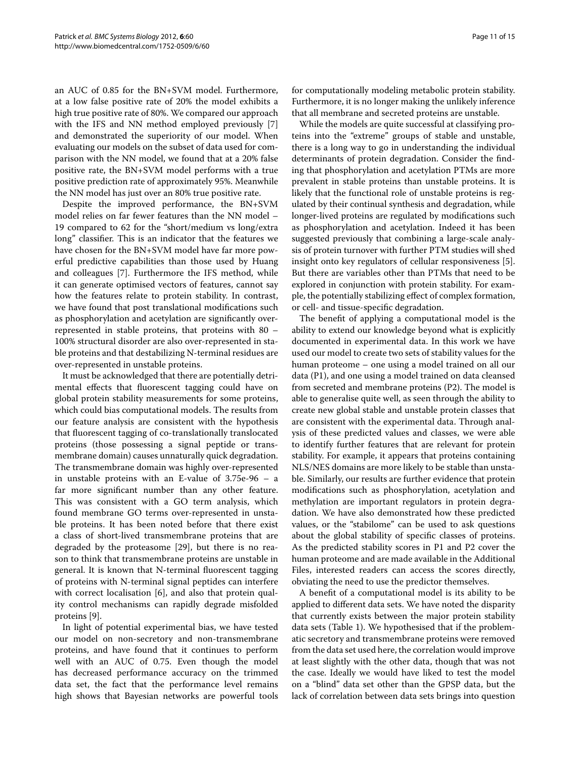an AUC of 0.85 for the BN+SVM model. Furthermore, at a low false positive rate of 20% the model exhibits a high true positive rate of 80%. We compared our approach with the IFS and NN method employed previously [7] and demonstrated the superiority of our model. When evaluating our models on the subset of data used for comparison with the NN model, we found that at a 20% false positive rate, the BN+SVM model performs with a true positive prediction rate of approximately 95%. Meanwhile the NN model has just over an 80% true positive rate.

Despite the improved performance, the BN+SVM model relies on far fewer features than the NN model – 19 compared to 62 for the "short/medium vs long/extra long" classifier. This is an indicator that the features we have chosen for the BN+SVM model have far more powerful predictive capabilities than those used by Huang and colleagues [7]. Furthermore the IFS method, while it can generate optimised vectors of features, cannot say how the features relate to protein stability. In contrast, we have found that post translational modifications such as phosphorylation and acetylation are significantly over-represented in stable proteins, that proteins with 80 – 100% structural disorder are also over-represented in stable proteins and that destabilizing N-terminal residues are over-represented in unstable proteins.

It must be acknowledged that there are potentially detrimental effects that fluorescent tagging could have on global protein stability measurements for some proteins, which could bias computational models. The results from our feature analysis are consistent with the hypothesis that fluorescent tagging of co-translationally translocated proteins (those possessing a signal peptide or transmembrane domain) causes unnaturally quick degradation. The transmembrane domain was highly over-represented in unstable proteins with an E-value of 3.75e-96 – a far more significant number than any other feature. This was consistent with a GO term analysis, which found membrane GO terms over-represented in unstable proteins. It has been noted before that there exist a class of short-lived transmembrane proteins that are degraded by the proteasome [29], but there is no reason to think that transmembrane proteins are unstable in general. It is known that N-terminal fluorescent tagging of proteins with N-terminal signal peptides can interfere with correct localisation [6], and also that protein quality control mechanisms can rapidly degrade misfolded proteins [9].

In light of potential experimental bias, we have tested our model on non-secretory and non-transmembrane proteins, and have found that it continues to perform well with an AUC of 0.75. Even though the model has decreased performance accuracy on the trimmed data set, the fact that the performance level remains high shows that Bayesian networks are powerful tools for computationally modeling metabolic protein stability. Furthermore, it is no longer making the unlikely inference that all membrane and secreted proteins are unstable.

While the models are quite successful at classifying proteins into the "extreme" groups of stable and unstable, there is a long way to go in understanding the individual determinants of protein degradation. Consider the finding that phosphorylation and acetylation PTMs are more prevalent in stable proteins than unstable proteins. It is likely that the functional role of unstable proteins is regulated by their continual synthesis and degradation, while longer-lived proteins are regulated by modifications such as phosphorylation and acetylation. Indeed it has been suggested previously that combining a large-scale analysis of protein turnover with further PTM studies will shed insight onto key regulators of cellular responsiveness [5]. But there are variables other than PTMs that need to be explored in conjunction with protein stability. For example, the potentially stabilizing effect of complex formation, or cell- and tissue-specific degradation.

The benefit of applying a computational model is the ability to extend our knowledge beyond what is explicitly documented in experimental data. In this work we have used our model to create two sets of stability values for the human proteome – one using a model trained on all our data (P1), and one using a model trained on data cleansed from secreted and membrane proteins (P2). The model is able to generalise quite well, as seen through the ability to create new global stable and unstable protein classes that are consistent with the experimental data. Through analysis of these predicted values and classes, we were able to identify further features that are relevant for protein stability. For example, it appears that proteins containing NLS/NES domains are more likely to be stable than unstable. Similarly, our results are further evidence that protein modifications such as phosphorylation, acetylation and methylation are important regulators in protein degradation. We have also demonstrated how these predicted values, or the "stabilome" can be used to ask questions about the global stability of specific classes of proteins. As the predicted stability scores in P1 and P2 cover the human proteome and are made available in the Additional Files, interested readers can access the scores directly, obviating the need to use the predictor themselves.

A benefit of a computational model is its ability to be applied to different data sets. We have noted the disparity that currently exists between the major protein stability data sets (Table 1). We hypothesised that if the problematic secretory and transmembrane proteins were removed from the data set used here, the correlation would improve at least slightly with the other data, though that was not the case. Ideally we would have liked to test the model on a "blind" data set other than the GPSP data, but the lack of correlation between data sets brings into question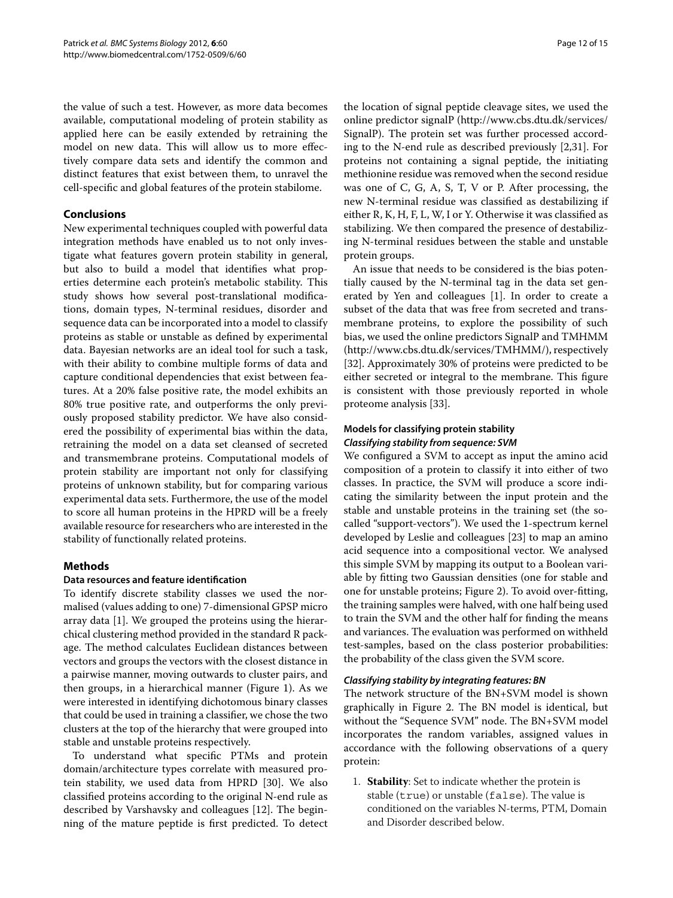the value of such a test. However, as more data becomes available, computational modeling of protein stability as applied here can be easily extended by retraining the model on new data. This will allow us to more effectively compare data sets and identify the common and distinct features that exist between them, to unravel the cell-specific and global features of the protein stabilome.

## Conclusions

New experimental techniques coupled with powerful data integration methods have enabled us to not only investigate what features govern protein stability in general, but also to build a model that identifies what properties determine each protein's metabolic stability. This study shows how several post-translational modifications, domain types, N-terminal residues, disorder and sequence data can be incorporated into a model to classify proteins as stable or unstable as defined by experimental data. Bayesian networks are an ideal tool for such a task, with their ability to combine multiple forms of data and capture conditional dependencies that exist between features. At a 20% false positive rate, the model exhibits an 80% true positive rate, and outperforms the only previously proposed stability predictor. We have also considered the possibility of experimental bias within the data, retraining the model on a data set cleansed of secreted and transmembrane proteins. Computational models of protein stability are important not only for classifying proteins of unknown stability, but for comparing various experimental data sets. Furthermore, the use of the model to score all human proteins in the HPRD will be a freely available resource for researchers who are interested in the stability of functionally related proteins.

## Methods

### Data resources and feature identification

To identify discrete stability classes we used the normalised (values adding to one) 7-dimensional GPSP micro array data [1]. We grouped the proteins using the hierarchical clustering method provided in the standard R package. The method calculates Euclidean distances between vectors and groups the vectors with the closest distance in a pairwise manner, moving outwards to cluster pairs, and then groups, in a hierarchical manner (Figure 1). As we were interested in identifying dichotomous binary classes that could be used in training a classifier, we chose the two clusters at the top of the hierarchy that were grouped into stable and unstable proteins respectively.

To understand what specific PTMs and protein domain/architecture types correlate with measured protein stability, we used data from HPRD [30]. We also classified proteins according to the original N-end rule as described by Varshavsky and colleagues [12]. The beginning of the mature peptide is first predicted. To detect the location of signal peptide cleavage sites, we used the online predictor signalP (http://www.cbs.dtu.dk/services/SignalP). The protein set was further processed according to the N-end rule as described previously [2,31]. For proteins not containing a signal peptide, the initiating methionine residue was removed when the second residue was one of C, G, A, S, T, V or P. After processing, the new N-terminal residue was classified as destabilizing if either R, K, H, F, L, W, I or Y. Otherwise it was classified as stabilizing. We then compared the presence of destabilizing N-terminal residues between the stable and unstable protein groups.

An issue that needs to be considered is the bias potentially caused by the N-terminal tag in the data set generated by Yen and colleagues [1]. In order to create a subset of the data that was free from secreted and transmembrane proteins, to explore the possibility of such bias, we used the online predictors SignalP and TMHMM (http://www.cbs.dtu.dk/services/TMHMM/), respectively [32]. Approximately 30% of proteins were predicted to be either secreted or integral to the membrane. This figure is consistent with those previously reported in whole proteome analysis [33].

### Models for classifying protein stability

#### *Classifying stability from sequence: SVM*

We configured a SVM to accept as input the amino acid composition of a protein to classify it into either of two classes. In practice, the SVM will produce a score indicating the similarity between the input protein and the stable and unstable proteins in the training set (the so-called "support-vectors"). We used the 1-spectrum kernel developed by Leslie and colleagues [23] to map an amino acid sequence into a compositional vector. We analysed this simple SVM by mapping its output to a Boolean variable by fitting two Gaussian densities (one for stable and one for unstable proteins; Figure 2). To avoid over-fitting, the training samples were halved, with one half being used to train the SVM and the other half for finding the means and variances. The evaluation was performed on withheld test-samples, based on the class posterior probabilities: the probability of the class given the SVM score.

#### *Classifying stability by integrating features: BN*

The network structure of the BN+SVM model is shown graphically in Figure 2. The BN model is identical, but without the "Sequence SVM" node. The BN+SVM model incorporates the random variables, assigned values in accordance with the following observations of a query protein:

1. **Stability**: Set to indicate whether the protein is stable (`true`) or unstable (`false`). The value is conditioned on the variables N-terms, PTM, Domain and Disorder described below.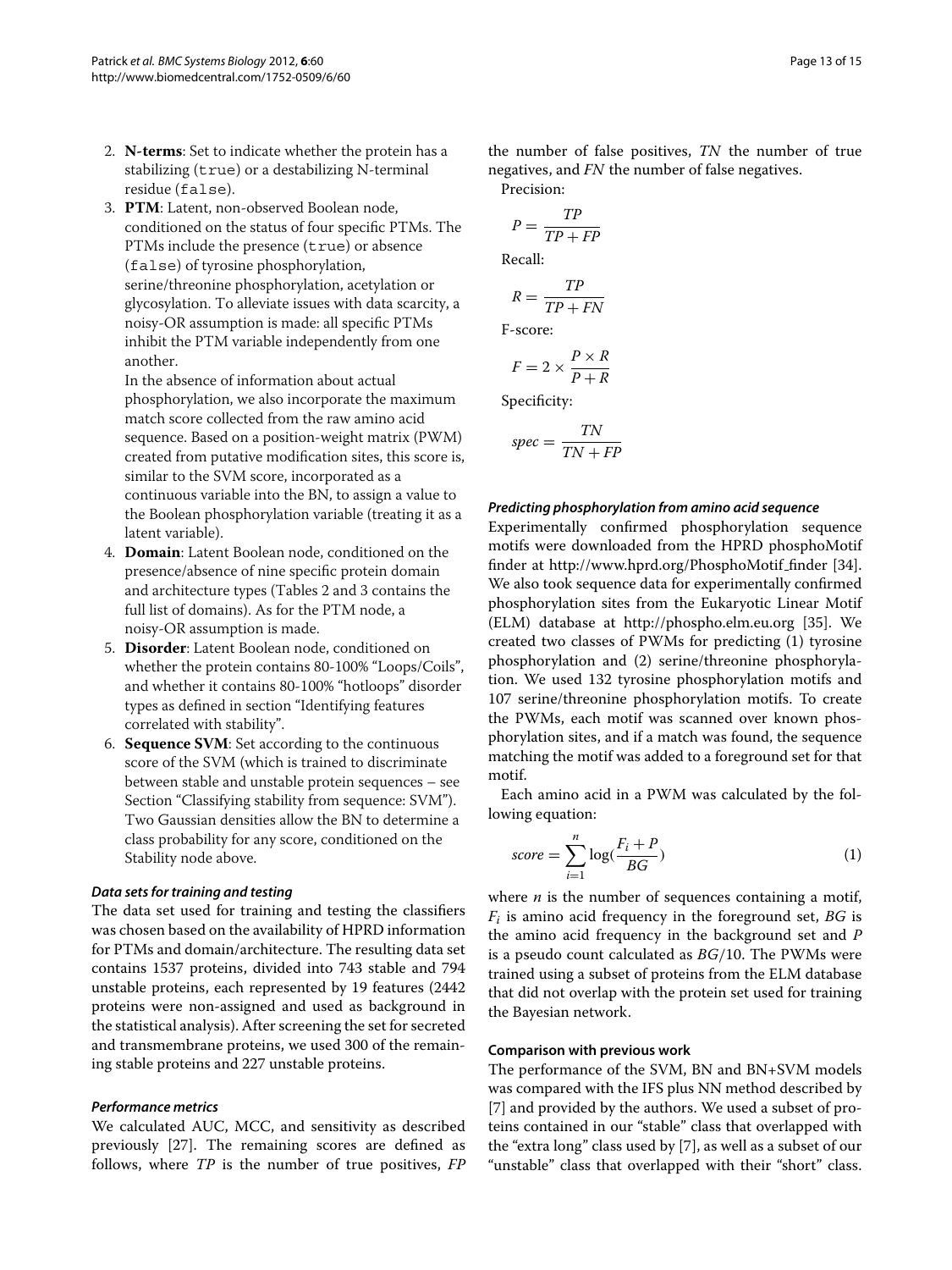2. **N-terms**: Set to indicate whether the protein has a stabilizing (`true`) or a destabilizing N-terminal residue (`false`).
3. **PTM**: Latent, non-observed Boolean node, conditioned on the status of four specific PTMs. The PTMs include the presence (`true`) or absence (`false`) of tyrosine phosphorylation, serine/threonine phosphorylation, acetylation or glycosylation. To alleviate issues with data scarcity, a noisy-OR assumption is made: all specific PTMs inhibit the PTM variable independently from one another.

   In the absence of information about actual phosphorylation, we also incorporate the maximum match score collected from the raw amino acid sequence. Based on a position-weight matrix (PWM) created from putative modification sites, this score is, similar to the SVM score, incorporated as a continuous variable into the BN, to assign a value to the Boolean phosphorylation variable (treating it as a latent variable).
4. **Domain**: Latent Boolean node, conditioned on the presence/absence of nine specific protein domain and architecture types (Tables 2 and 3 contains the full list of domains). As for the PTM node, a noisy-OR assumption is made.
5. **Disorder**: Latent Boolean node, conditioned on whether the protein contains 80-100% "Loops/Coils", and whether it contains 80-100% "hotloops" disorder types as defined in section "Identifying features correlated with stability".
6. **Sequence SVM**: Set according to the continuous score of the SVM (which is trained to discriminate between stable and unstable protein sequences – see Section "Classifying stability from sequence: SVM"). Two Gaussian densities allow the BN to determine a class probability for any score, conditioned on the Stability node above.

#### *Data sets for training and testing*

The data set used for training and testing the classifiers was chosen based on the availability of HPRD information for PTMs and domain/architecture. The resulting data set contains 1537 proteins, divided into 743 stable and 794 unstable proteins, each represented by 19 features (2442 proteins were non-assigned and used as background in the statistical analysis). After screening the set for secreted and transmembrane proteins, we used 300 of the remaining stable proteins and 227 unstable proteins.

#### *Performance metrics*

We calculated AUC, MCC, and sensitivity as described previously [27]. The remaining scores are defined as follows, where $TP$ is the number of true positives, $FP$ the number of false positives, $TN$ the number of true negatives, and $FN$ the number of false negatives.

Precision:

$$P = \frac{TP}{TP + FP}$$

Recall:

$$R = \frac{TP}{TP + FN}$$

F-score:

$$F = 2 \times \frac{P \times R}{P + R}$$

Specificity:

$$spec = \frac{TN}{TN + FP}$$

#### *Predicting phosphorylation from amino acid sequence*

Experimentally confirmed phosphorylation sequence motifs were downloaded from the HPRD phosphoMotif finder at http://www.hprd.org/PhosphoMotif_finder [34]. We also took sequence data for experimentally confirmed phosphorylation sites from the Eukaryotic Linear Motif (ELM) database at http://phospho.elm.eu.org [35]. We created two classes of PWMs for predicting (1) tyrosine phosphorylation and (2) serine/threonine phosphorylation. We used 132 tyrosine phosphorylation motifs and 107 serine/threonine phosphorylation motifs. To create the PWMs, each motif was scanned over known phosphorylation sites, and if a match was found, the sequence matching the motif was added to a foreground set for that motif.

Each amino acid in a PWM was calculated by the following equation:

$$score = \sum_{i=1}^{n} \log\left(\frac{F_i + P}{BG}\right) \tag{1}$$

where $n$ is the number of sequences containing a motif, $F_i$ is amino acid frequency in the foreground set, $BG$ is the amino acid frequency in the background set and $P$ is a pseudo count calculated as $BG/10$. The PWMs were trained using a subset of proteins from the ELM database that did not overlap with the protein set used for training the Bayesian network.

### Comparison with previous work

The performance of the SVM, BN and BN+SVM models was compared with the IFS plus NN method described by [7] and provided by the authors. We used a subset of proteins contained in our "stable" class that overlapped with the "extra long" class used by [7], as well as a subset of our "unstable" class that overlapped with their "short" class.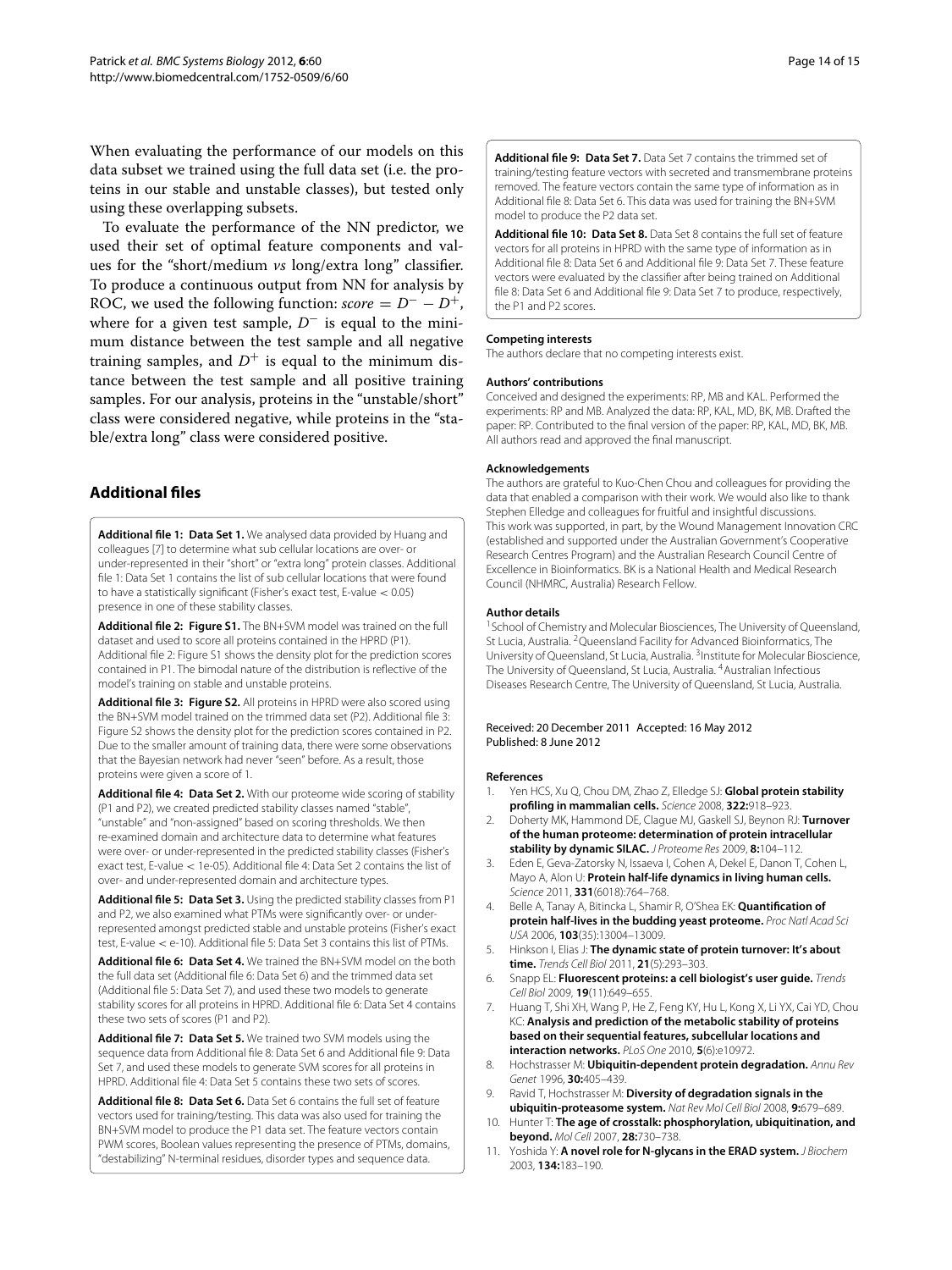When evaluating the performance of our models on this data subset we trained using the full data set (i.e. the proteins in our stable and unstable classes), but tested only using these overlapping subsets.

To evaluate the performance of the NN predictor, we used their set of optimal feature components and values for the "short/medium *vs* long/extra long" classifier. To produce a continuous output from NN for analysis by ROC, we used the following function: $score = D^{-} - D^{+}$, where for a given test sample, $D^{-}$ is equal to the minimum distance between the test sample and all negative training samples, and $D^{+}$ is equal to the minimum distance between the test sample and all positive training samples. For our analysis, proteins in the "unstable/short" class were considered negative, while proteins in the "stable/extra long" class were considered positive.

## Additional files

**Additional file 1: Data Set 1.** We analysed data provided by Huang and colleagues [7] to determine what sub cellular locations are over- or under-represented in their "short" or "extra long" protein classes. Additional file 1: Data Set 1 contains the list of sub cellular locations that were found to have a statistically significant (Fisher's exact test, E-value < 0.05) presence in one of these stability classes.

**Additional file 2: Figure S1.** The BN+SVM model was trained on the full dataset and used to score all proteins contained in the HPRD (P1). Additional file 2: Figure S1 shows the density plot for the prediction scores contained in P1. The bimodal nature of the distribution is reflective of the model's training on stable and unstable proteins.

**Additional file 3: Figure S2.** All proteins in HPRD were also scored using the BN+SVM model trained on the trimmed data set (P2). Additional file 3: Figure S2 shows the density plot for the prediction scores contained in P2. Due to the smaller amount of training data, there were some observations that the Bayesian network had never "seen" before. As a result, those proteins were given a score of 1.

**Additional file 4: Data Set 2.** With our proteome wide scoring of stability (P1 and P2), we created predicted stability classes named "stable", "unstable" and "non-assigned" based on scoring thresholds. We then re-examined domain and architecture data to determine what features were over- or under-represented in the predicted stability classes (Fisher's exact test, E-value < 1e-05). Additional file 4: Data Set 2 contains the list of over- and under-represented domain and architecture types.

**Additional file 5: Data Set 3.** Using the predicted stability classes from P1 and P2, we also examined what PTMs were significantly over- or under-represented amongst predicted stable and unstable proteins (Fisher's exact test, E-value < e-10). Additional file 5: Data Set 3 contains this list of PTMs.

**Additional file 6: Data Set 4.** We trained the BN+SVM model on the both the full data set (Additional file 6: Data Set 6) and the trimmed data set (Additional file 5: Data Set 7), and used these two models to generate stability scores for all proteins in HPRD. Additional file 6: Data Set 4 contains these two sets of scores (P1 and P2).

**Additional file 7: Data Set 5.** We trained two SVM models using the sequence data from Additional file 8: Data Set 6 and Additional file 9: Data Set 7, and used these models to generate SVM scores for all proteins in HPRD. Additional file 4: Data Set 5 contains these two sets of scores.

**Additional file 8: Data Set 6.** Data Set 6 contains the full set of feature vectors used for training/testing. This data was also used for training the BN+SVM model to produce the P1 data set. The feature vectors contain PWM scores, Boolean values representing the presence of PTMs, domains, "destabilizing" N-terminal residues, disorder types and sequence data.

**Additional file 9: Data Set 7.** Data Set 7 contains the trimmed set of training/testing feature vectors with secreted and transmembrane proteins removed. The feature vectors contain the same type of information as in Additional file 8: Data Set 6. This data was used for training the BN+SVM model to produce the P2 data set.

**Additional file 10: Data Set 8.** Data Set 8 contains the full set of feature vectors for all proteins in HPRD with the same type of information as in Additional file 8: Data Set 6 and Additional file 9: Data Set 7. These feature vectors were evaluated by the classifier after being trained on Additional file 8: Data Set 6 and Additional file 9: Data Set 7 to produce, respectively, the P1 and P2 scores.

#### Competing interests

The authors declare that no competing interests exist.

#### Authors' contributions

Conceived and designed the experiments: RP, MB and KAL. Performed the experiments: RP and MB. Analyzed the data: RP, KAL, MD, BK, MB. Drafted the paper: RP. Contributed to the final version of the paper: RP, KAL, MD, BK, MB. All authors read and approved the final manuscript.

#### Acknowledgements

The authors are grateful to Kuo-Chen Chou and colleagues for providing the data that enabled a comparison with their work. We would also like to thank Stephen Elledge and colleagues for fruitful and insightful discussions. This work was supported, in part, by the Wound Management Innovation CRC (established and supported under the Australian Government's Cooperative Research Centres Program) and the Australian Research Council Centre of Excellence in Bioinformatics. BK is a National Health and Medical Research Council (NHMRC, Australia) Research Fellow.

#### Author details

[1]School of Chemistry and Molecular Biosciences, The University of Queensland, St Lucia, Australia. [2]Queensland Facility for Advanced Bioinformatics, The University of Queensland, St Lucia, Australia. [3]Institute for Molecular Bioscience, The University of Queensland, St Lucia, Australia. [4]Australian Infectious Diseases Research Centre, The University of Queensland, St Lucia, Australia.

Received: 20 December 2011 Accepted: 16 May 2012
Published: 8 June 2012

#### References

1. Yen HCS, Xu Q, Chou DM, Zhao Z, Elledge SJ: **Global protein stability profiling in mammalian cells.** *Science* 2008, **322:**918–923.
2. Doherty MK, Hammond DE, Clague MJ, Gaskell SJ, Beynon RJ: **Turnover of the human proteome: determination of protein intracellular stability by dynamic SILAC.** *J Proteome Res* 2009, **8:**104–112.
3. Eden E, Geva-Zatorsky N, Issaeva I, Cohen A, Dekel E, Danon T, Cohen L, Mayo A, Alon U: **Protein half-life dynamics in living human cells.** *Science* 2011, **331**(6018):764–768.
4. Belle A, Tanay A, Bitincka L, Shamir R, O'Shea EK: **Quantification of protein half-lives in the budding yeast proteome.** *Proc Natl Acad Sci USA* 2006, **103**(35):13004–13009.
5. Hinkson I, Elias J: **The dynamic state of protein turnover: It's about time.** *Trends Cell Biol* 2011, **21**(5):293–303.
6. Snapp EL: **Fluorescent proteins: a cell biologist's user guide.** *Trends Cell Biol* 2009, **19**(11):649–655.
7. Huang T, Shi XH, Wang P, He Z, Feng KY, Hu L, Kong X, Li YX, Cai YD, Chou KC: **Analysis and prediction of the metabolic stability of proteins based on their sequential features, subcellular locations and interaction networks.** *PLoS One* 2010, **5**(6):e10972.
8. Hochstrasser M: **Ubiquitin-dependent protein degradation.** *Annu Rev Genet* 1996, **30:**405–439.
9. Ravid T, Hochstrasser M: **Diversity of degradation signals in the ubiquitin-proteasome system.** *Nat Rev Mol Cell Biol* 2008, **9:**679–689.
10. Hunter T: **The age of crosstalk: phosphorylation, ubiquitination, and beyond.** *Mol Cell* 2007, **28:**730–738.
11. Yoshida Y: **A novel role for N-glycans in the ERAD system.** *J Biochem* 2003, **134:**183–190.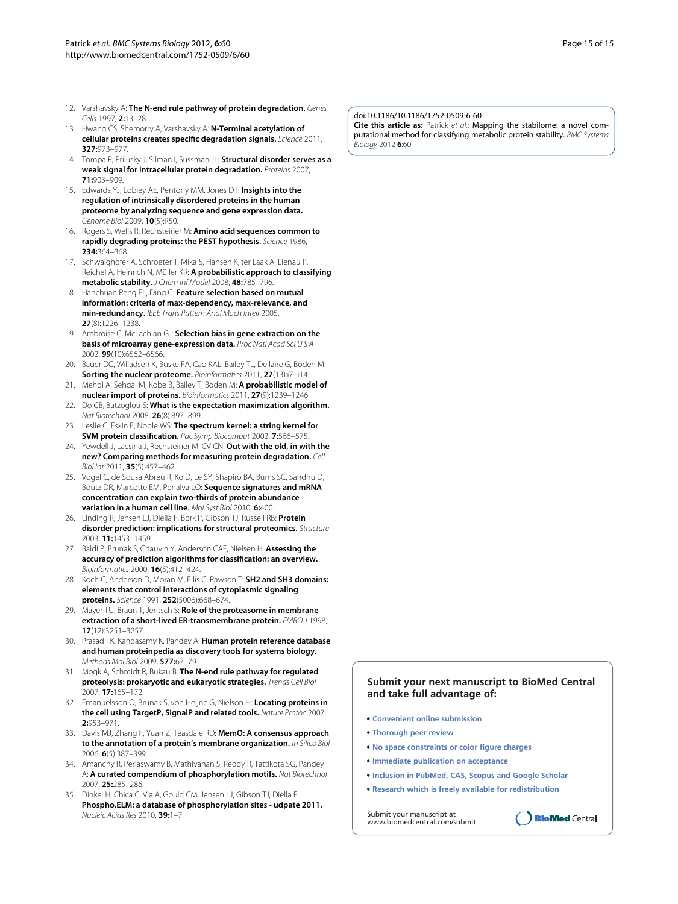12. Varshavsky A: **The N-end rule pathway of protein degradation.** *Genes Cells* 1997, **2:**13–28.
13. Hwang CS, Shemorry A, Varshavsky A: **N-Terminal acetylation of cellular proteins creates specific degradation signals.** *Science* 2011, **327:**973–977.
14. Tompa P, Prilusky J, Silman I, Sussman JL: **Structural disorder serves as a weak signal for intracellular protein degradation.** *Proteins* 2007, **71:**903–909.
15. Edwards YJ, Lobley AE, Pentony MM, Jones DT: **Insights into the regulation of intrinsically disordered proteins in the human proteome by analyzing sequence and gene expression data.** *Genome Biol* 2009, **10**(5):R50.
16. Rogers S, Wells R, Rechsteiner M: **Amino acid sequences common to rapidly degrading proteins: the PEST hypothesis.** *Science* 1986, **234:**364–368.
17. Schwaighofer A, Schroeter T, Mika S, Hansen K, ter Laak A, Lienau P, Reichel A, Heinrich N, Müller KR: **A probabilistic approach to classifying metabolic stability.** *J Chem Inf Model* 2008, **48:**785–796.
18. Hanchuan Peng FL, Ding C: **Feature selection based on mutual information: criteria of max-dependency, max-relevance, and min-redundancy.** *IEEE Trans Pattern Anal Mach Intell* 2005, **27**(8):1226–1238.
19. Ambroise C, McLachlan GJ: **Selection bias in gene extraction on the basis of microarray gene-expression data.** *Proc Natl Acad Sci U S A* 2002, **99**(10):6562–6566.
20. Bauer DC, Willadsen K, Buske FA, Cao KAL, Bailey TL, Dellaire G, Boden M: **Sorting the nuclear proteome.** *Bioinformatics* 2011, **27**(13):i7–i14.
21. Mehdi A, Sehgai M, Kobe B, Bailey T, Boden M: **A probabilistic model of nuclear import of proteins.** *Bioinformatics* 2011, **27**(9):1239–1246.
22. Do CB, Batzoglou S: **What is the expectation maximization algorithm.** *Nat Biotechnol* 2008, **26**(8):897–899.
23. Leslie C, Eskin E, Noble WS: **The spectrum kernel: a string kernel for SVM protein classification.** *Pac Symp Biocomput* 2002, **7:**566–575.
24. Yewdell J, Lacsina J, Rechsteiner M, CV CN: **Out with the old, in with the new? Comparing methods for measuring protein degradation.** *Cell Biol Int* 2011, **35**(5):457–462.
25. Vogel C, de Sousa Abreu R, Ko D, Le SY, Shapiro BA, Burns SC, Sandhu D, Boutz DR, Marcotte EM, Penalva LO: **Sequence signatures and mRNA concentration can explain two-thirds of protein abundance variation in a human cell line.** *Mol Syst Biol* 2010, **6:**400 .
26. Linding R, Jensen LJ, Diella F, Bork P, Gibson TJ, Russell RB: **Protein disorder prediction: implications for structural proteomics.** *Structure* 2003, **11:**1453–1459.
27. Baldi P, Brunak S, Chauvin Y, Anderson CAF, Nielsen H: **Assessing the accuracy of prediction algorithms for classification: an overview.** *Bioinformatics* 2000, **16**(5):412–424.
28. Koch C, Anderson D, Moran M, Ellis C, Pawson T: **SH2 and SH3 domains: elements that control interactions of cytoplasmic signaling proteins.** *Science* 1991, **252**(5006):668–674.
29. Mayer TU, Braun T, Jentsch S: **Role of the proteasome in membrane extraction of a short-lived ER-transmembrane protein.** *EMBO J* 1998, **17**(12):3251–3257.
30. Prasad TK, Kandasamy K, Pandey A: **Human protein reference database and human proteinpedia as discovery tools for systems biology.** *Methods Mol Biol* 2009, **577:**67–79.
31. Mogk A, Schmidt R, Bukau B: **The N-end rule pathway for regulated proteolysis: prokaryotic and eukaryotic strategies.** *Trends Cell Biol* 2007, **17:**165–172.
32. Emanuelsson O, Brunak S, von Heijne G, Nielson H: **Locating proteins in the cell using TargetP, SignalP and related tools.** *Nature Protoc* 2007, **2:**953–971.
33. Davis MJ, Zhang F, Yuan Z, Teasdale RD: **MemO: A consensus approach to the annotation of a protein's membrane organization.** *In Silico Biol* 2006, **6**(5):387–399.
34. Amanchy R, Periaswamy B, Mathivanan S, Reddy R, Tattikota SG, Pandey A: **A curated compendium of phosphorylation motifs.** *Nat Biotechnol* 2007, **25:**285–286.
35. Dinkel H, Chica C, Via A, Gould CM, Jensen LJ, Gibson TJ, Diella F: **Phospho.ELM: a database of phosphorylation sites - udpate 2011.** *Nucleic Acids Res* 2010, **39:**1–7.

doi:10.1186/10.1186/1752-0509-6-60

**Cite this article as:** Patrick *et al.*: Mapping the stabilome: a novel computational method for classifying metabolic protein stability. *BMC Systems Biology* 2012 **6**:60.

**Submit your next manuscript to BioMed Central and take full advantage of:**

- **Convenient online submission**
- **Thorough peer review**
- **No space constraints or color figure charges**
- **Immediate publication on acceptance**
- **Inclusion in PubMed, CAS, Scopus and Google Scholar**
- **Research which is freely available for redistribution**

Submit your manuscript at www.biomedcentral.com/submit

BioMed Central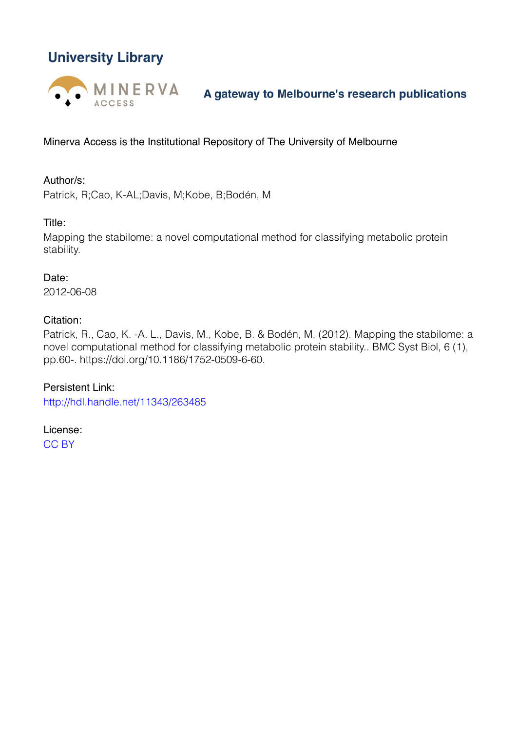# University Library

MINERVA ACCESS

**A gateway to Melbourne's research publications**

Minerva Access is the Institutional Repository of The University of Melbourne

Author/s:
Patrick, R;Cao, K-AL;Davis, M;Kobe, B;Bodén, M

Title:
Mapping the stabilome: a novel computational method for classifying metabolic protein stability.

Date:
2012-06-08

Citation:
Patrick, R., Cao, K. -A. L., Davis, M., Kobe, B. & Bodén, M. (2012). Mapping the stabilome: a novel computational method for classifying metabolic protein stability.. BMC Syst Biol, 6 (1), pp.60-. https://doi.org/10.1186/1752-0509-6-60.

Persistent Link:
http://hdl.handle.net/11343/263485

License:
CC BY